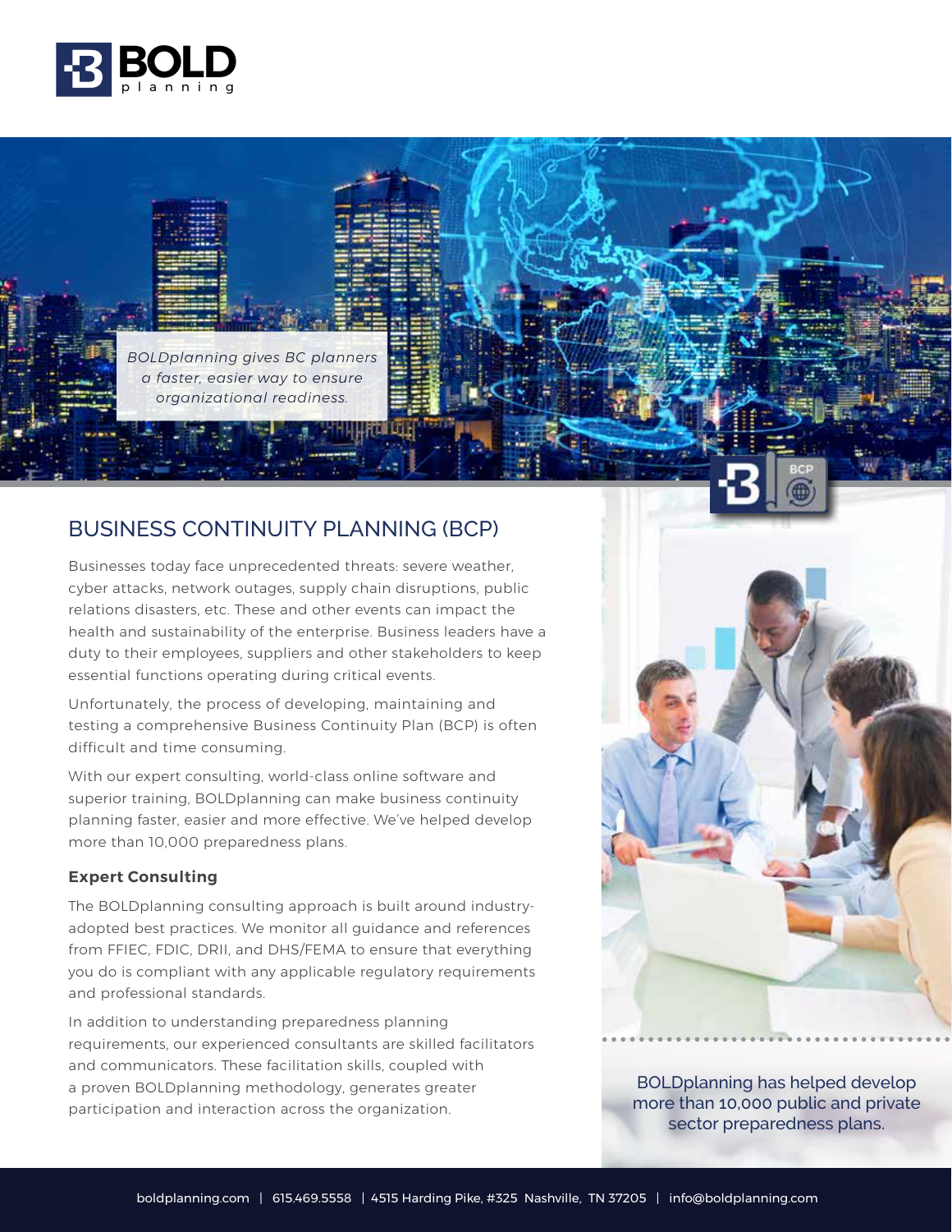BOLD planning

*BOLDplanning gives BC planners a faster, easier way to ensure organizational readiness.*

## BUSINESS CONTINUITY PLANNING (BCP)

Businesses today face unprecedented threats: severe weather, cyber attacks, network outages, supply chain disruptions, public relations disasters, etc. These and other events can impact the health and sustainability of the enterprise. Business leaders have a duty to their employees, suppliers and other stakeholders to keep essential functions operating during critical events.

Unfortunately, the process of developing, maintaining and testing a comprehensive Business Continuity Plan (BCP) is often difficult and time consuming.

With our expert consulting, world-class online software and superior training, BOLDplanning can make business continuity planning faster, easier and more effective. We've helped develop more than 10,000 preparedness plans.

**Expert Consulting**

The BOLDplanning consulting approach is built around industry-adopted best practices. We monitor all guidance and references from FFIEC, FDIC, DRII, and DHS/FEMA to ensure that everything you do is compliant with any applicable regulatory requirements and professional standards.

In addition to understanding preparedness planning requirements, our experienced consultants are skilled facilitators and communicators. These facilitation skills, coupled with a proven BOLDplanning methodology, generates greater participation and interaction across the organization.

BOLDplanning has helped develop more than 10,000 public and private sector preparedness plans.

boldplanning.com | 615.469.5558 | 4515 Harding Pike, #325 Nashville, TN 37205 | info@boldplanning.com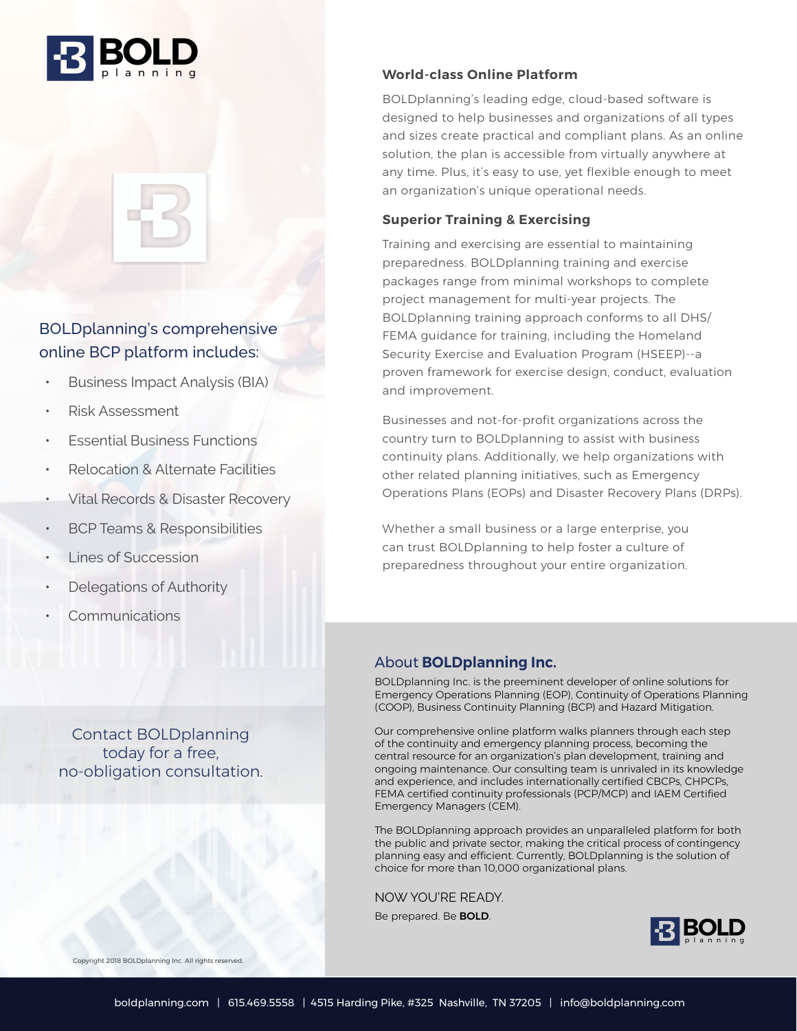BOLDplanning's comprehensive online BCP platform includes:

- Business Impact Analysis (BIA)
- Risk Assessment
- Essential Business Functions
- Relocation & Alternate Facilities
- Vital Records & Disaster Recovery
- BCP Teams & Responsibilities
- Lines of Succession
- Delegations of Authority
- Communications

Contact BOLDplanning today for a free, no-obligation consultation.

### World-class Online Platform

BOLDplanning's leading edge, cloud-based software is designed to help businesses and organizations of all types and sizes create practical and compliant plans. As an online solution, the plan is accessible from virtually anywhere at any time. Plus, it's easy to use, yet flexible enough to meet an organization's unique operational needs.

### Superior Training & Exercising

Training and exercising are essential to maintaining preparedness. BOLDplanning training and exercise packages range from minimal workshops to complete project management for multi-year projects. The BOLDplanning training approach conforms to all DHS/FEMA guidance for training, including the Homeland Security Exercise and Evaluation Program (HSEEP)--a proven framework for exercise design, conduct, evaluation and improvement.

Businesses and not-for-profit organizations across the country turn to BOLDplanning to assist with business continuity plans. Additionally, we help organizations with other related planning initiatives, such as Emergency Operations Plans (EOPs) and Disaster Recovery Plans (DRPs).

Whether a small business or a large enterprise, you can trust BOLDplanning to help foster a culture of preparedness throughout your entire organization.

## About **BOLDplanning Inc.**

BOLDplanning Inc. is the preeminent developer of online solutions for Emergency Operations Planning (EOP), Continuity of Operations Planning (COOP), Business Continuity Planning (BCP) and Hazard Mitigation.

Our comprehensive online platform walks planners through each step of the continuity and emergency planning process, becoming the central resource for an organization's plan development, training and ongoing maintenance. Our consulting team is unrivaled in its knowledge and experience, and includes internationally certified CBCPs, CHPCPs, FEMA certified continuity professionals (PCP/MCP) and IAEM Certified Emergency Managers (CEM).

The BOLDplanning approach provides an unparalleled platform for both the public and private sector, making the critical process of contingency planning easy and efficient. Currently, BOLDplanning is the solution of choice for more than 10,000 organizational plans.

NOW YOU'RE READY.

Be prepared. Be **BOLD**.

Copyright 2018 BOLDplanning Inc. All rights reserved.

boldplanning.com | 615.469.5558 | 4515 Harding Pike, #325 Nashville, TN 37205 | info@boldplanning.com